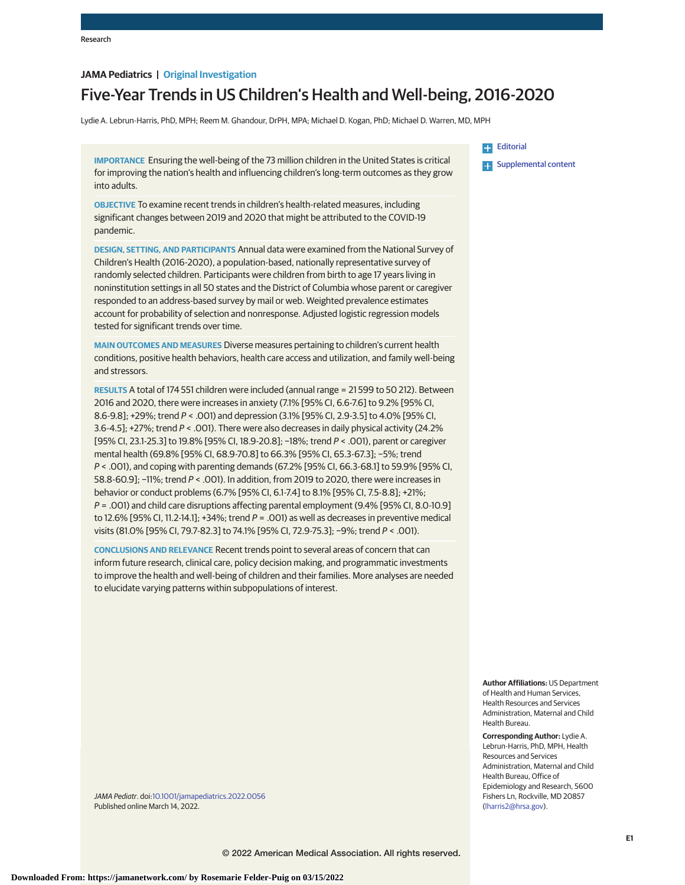JAMA Pediatrics | Original Investigation

# Five-Year Trends in US Children's Health and Well-being, 2016-2020

Lydie A. Lebrun-Harris, PhD, MPH; Reem M. Ghandour, DrPH, MPA; Michael D. Kogan, PhD; Michael D. Warren, MD, MPH

**IMPORTANCE** Ensuring the well-being of the 73 million children in the United States is critical for improving the nation's health and influencing children's long-term outcomes as they grow into adults.

**OBJECTIVE** To examine recent trends in children's health-related measures, including significant changes between 2019 and 2020 that might be attributed to the COVID-19 pandemic.

**DESIGN, SETTING, AND PARTICIPANTS** Annual data were examined from the National Survey of Children's Health (2016-2020), a population-based, nationally representative survey of randomly selected children. Participants were children from birth to age 17 years living in noninstitution settings in all 50 states and the District of Columbia whose parent or caregiver responded to an address-based survey by mail or web. Weighted prevalence estimates account for probability of selection and nonresponse. Adjusted logistic regression models tested for significant trends over time.

**MAIN OUTCOMES AND MEASURES** Diverse measures pertaining to children's current health conditions, positive health behaviors, health care access and utilization, and family well-being and stressors.

**RESULTS** A total of 174 551 children were included (annual range = 21 599 to 50 212). Between 2016 and 2020, there were increases in anxiety (7.1% [95% CI, 6.6-7.6] to 9.2% [95% CI, 8.6-9.8]; +29%; trend $P < .001$) and depression (3.1% [95% CI, 2.9-3.5] to 4.0% [95% CI, 3.6-4.5]; +27%; trend $P < .001$). There were also decreases in daily physical activity (24.2% [95% CI, 23.1-25.3] to 19.8% [95% CI, 18.9-20.8]; −18%; trend $P < .001$), parent or caregiver mental health (69.8% [95% CI, 68.9-70.8] to 66.3% [95% CI, 65.3-67.3]; −5%; trend $P < .001$), and coping with parenting demands (67.2% [95% CI, 66.3-68.1] to 59.9% [95% CI, 58.8-60.9]; −11%; trend $P < .001$). In addition, from 2019 to 2020, there were increases in behavior or conduct problems (6.7% [95% CI, 6.1-7.4] to 8.1% [95% CI, 7.5-8.8]; +21%; $P = .001$) and child care disruptions affecting parental employment (9.4% [95% CI, 8.0-10.9] to 12.6% [95% CI, 11.2-14.1]; +34%; trend $P = .001$) as well as decreases in preventive medical visits (81.0% [95% CI, 79.7-82.3] to 74.1% [95% CI, 72.9-75.3]; −9%; trend $P < .001$).

**CONCLUSIONS AND RELEVANCE** Recent trends point to several areas of concern that can inform future research, clinical care, policy decision making, and programmatic investments to improve the health and well-being of children and their families. More analyses are needed to elucidate varying patterns within subpopulations of interest.

*JAMA Pediatr*. doi:10.1001/jamapediatrics.2022.0056
Published online March 14, 2022.

**Author Affiliations:** US Department of Health and Human Services, Health Resources and Services Administration, Maternal and Child Health Bureau.

**Corresponding Author:** Lydie A. Lebrun-Harris, PhD, MPH, Health Resources and Services Administration, Maternal and Child Health Bureau, Office of Epidemiology and Research, 5600 Fishers Ln, Rockville, MD 20857 (lharris2@hrsa.gov).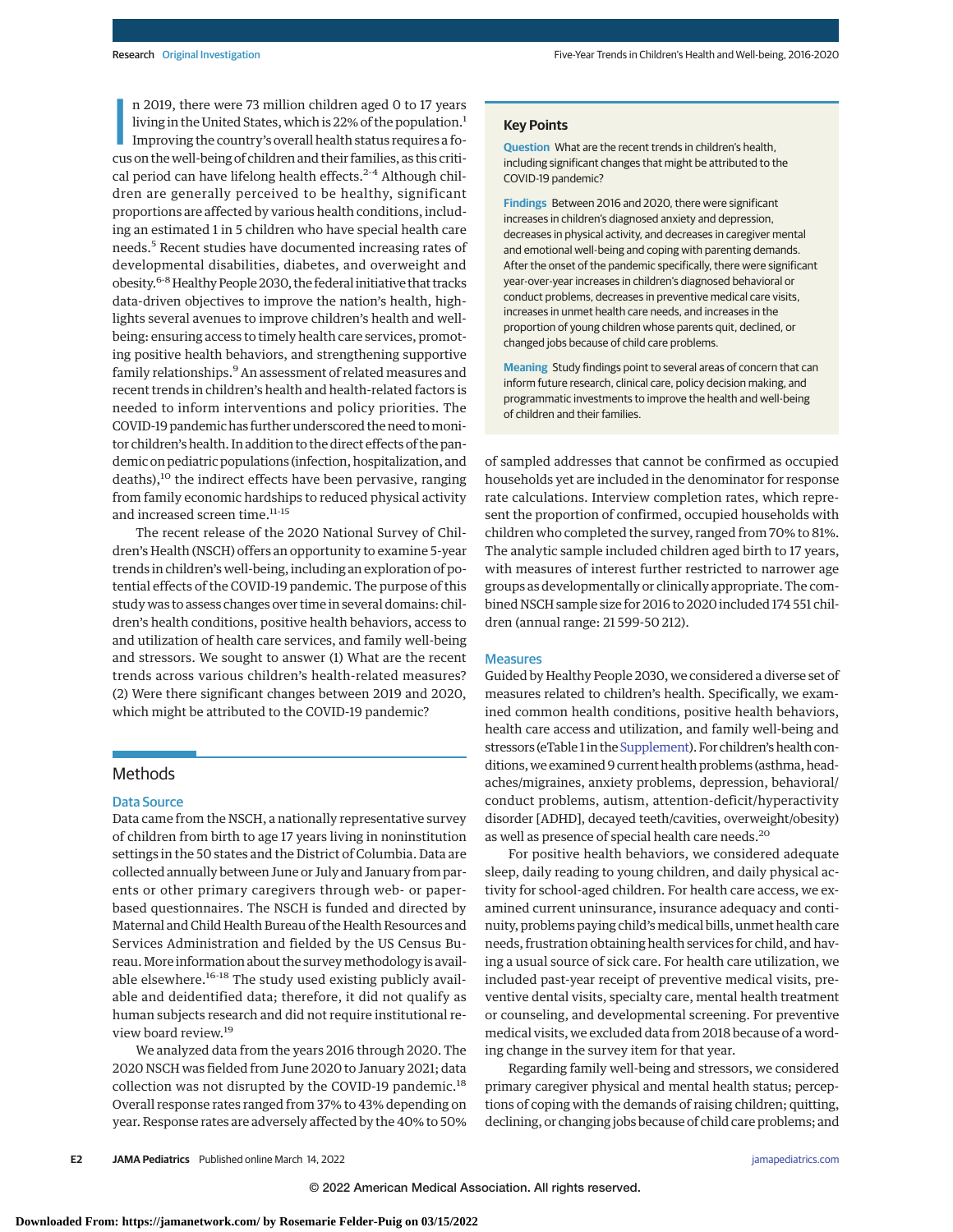In 2019, there were 73 million children aged 0 to 17 years living in the United States, which is 22% of the population.[1] Improving the country's overall health status requires a focus on the well-being of children and their families, as this critical period can have lifelong health effects.[2-4] Although children are generally perceived to be healthy, significant proportions are affected by various health conditions, including an estimated 1 in 5 children who have special health care needs.[5] Recent studies have documented increasing rates of developmental disabilities, diabetes, and overweight and obesity.[6-8] Healthy People 2030, the federal initiative that tracks data-driven objectives to improve the nation's health, highlights several avenues to improve children's health and well-being: ensuring access to timely health care services, promoting positive health behaviors, and strengthening supportive family relationships.[9] An assessment of related measures and recent trends in children's health and health-related factors is needed to inform interventions and policy priorities. The COVID-19 pandemic has further underscored the need to monitor children's health. In addition to the direct effects of the pandemic on pediatric populations (infection, hospitalization, and deaths),[10] the indirect effects have been pervasive, ranging from family economic hardships to reduced physical activity and increased screen time.[11-15]

The recent release of the 2020 National Survey of Children's Health (NSCH) offers an opportunity to examine 5-year trends in children's well-being, including an exploration of potential effects of the COVID-19 pandemic. The purpose of this study was to assess changes over time in several domains: children's health conditions, positive health behaviors, access to and utilization of health care services, and family well-being and stressors. We sought to answer (1) What are the recent trends across various children's health-related measures? (2) Were there significant changes between 2019 and 2020, which might be attributed to the COVID-19 pandemic?

> **Key Points**
>
> **Question** What are the recent trends in children's health, including significant changes that might be attributed to the COVID-19 pandemic?
>
> **Findings** Between 2016 and 2020, there were significant increases in children's diagnosed anxiety and depression, decreases in physical activity, and decreases in caregiver mental and emotional well-being and coping with parenting demands. After the onset of the pandemic specifically, there were significant year-over-year increases in children's diagnosed behavioral or conduct problems, decreases in preventive medical care visits, increases in unmet health care needs, and increases in the proportion of young children whose parents quit, declined, or changed jobs because of child care problems.
>
> **Meaning** Study findings point to several areas of concern that can inform future research, clinical care, policy decision making, and programmatic investments to improve the health and well-being of children and their families.

## Methods

### Data Source

Data came from the NSCH, a nationally representative survey of children from birth to age 17 years living in noninstitution settings in the 50 states and the District of Columbia. Data are collected annually between June or July and January from parents or other primary caregivers through web- or paper-based questionnaires. The NSCH is funded and directed by Maternal and Child Health Bureau of the Health Resources and Services Administration and fielded by the US Census Bureau. More information about the survey methodology is available elsewhere.[16-18] The study used existing publicly available and deidentified data; therefore, it did not qualify as human subjects research and did not require institutional review board review.[19]

We analyzed data from the years 2016 through 2020. The 2020 NSCH was fielded from June 2020 to January 2021; data collection was not disrupted by the COVID-19 pandemic.[18] Overall response rates ranged from 37% to 43% depending on year. Response rates are adversely affected by the 40% to 50% of sampled addresses that cannot be confirmed as occupied households yet are included in the denominator for response rate calculations. Interview completion rates, which represent the proportion of confirmed, occupied households with children who completed the survey, ranged from 70% to 81%. The analytic sample included children aged birth to 17 years, with measures of interest further restricted to narrower age groups as developmentally or clinically appropriate. The combined NSCH sample size for 2016 to 2020 included 174 551 children (annual range: 21 599-50 212).

### Measures

Guided by Healthy People 2030, we considered a diverse set of measures related to children's health. Specifically, we examined common health conditions, positive health behaviors, health care access and utilization, and family well-being and stressors (eTable 1 in the Supplement). For children's health conditions, we examined 9 current health problems (asthma, headaches/migraines, anxiety problems, depression, behavioral/conduct problems, autism, attention-deficit/hyperactivity disorder [ADHD], decayed teeth/cavities, overweight/obesity) as well as presence of special health care needs.[20]

For positive health behaviors, we considered adequate sleep, daily reading to young children, and daily physical activity for school-aged children. For health care access, we examined current uninsurance, insurance adequacy and continuity, problems paying child's medical bills, unmet health care needs, frustration obtaining health services for child, and having a usual source of sick care. For health care utilization, we included past-year receipt of preventive medical visits, preventive dental visits, specialty care, mental health treatment or counseling, and developmental screening. For preventive medical visits, we excluded data from 2018 because of a wording change in the survey item for that year.

Regarding family well-being and stressors, we considered primary caregiver physical and mental health status; perceptions of coping with the demands of raising children; quitting, declining, or changing jobs because of child care problems; and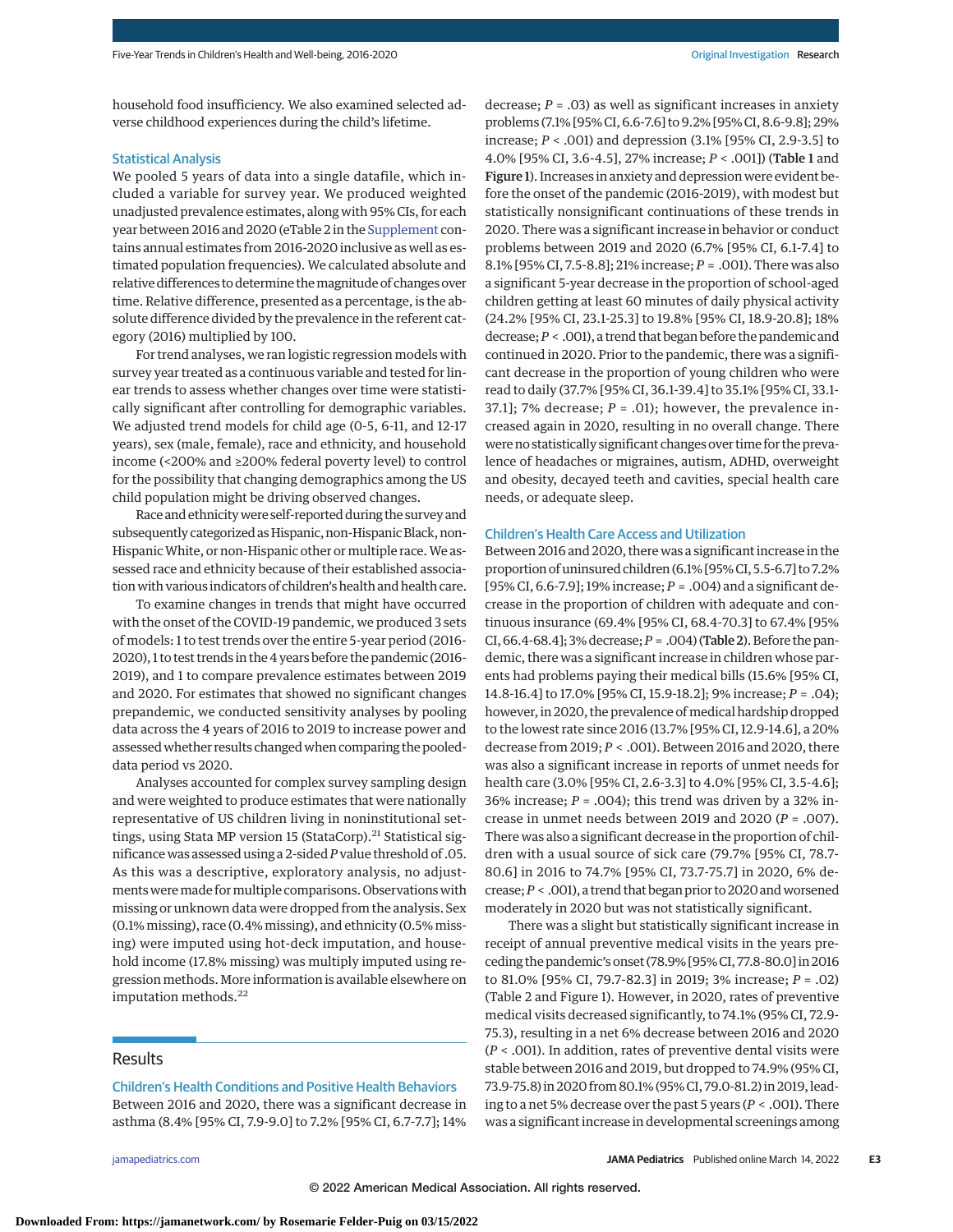household food insufficiency. We also examined selected adverse childhood experiences during the child's lifetime.

### Statistical Analysis

We pooled 5 years of data into a single datafile, which included a variable for survey year. We produced weighted unadjusted prevalence estimates, along with 95% CIs, for each year between 2016 and 2020 (eTable 2 in the Supplement contains annual estimates from 2016-2020 inclusive as well as estimated population frequencies). We calculated absolute and relative differences to determine the magnitude of changes over time. Relative difference, presented as a percentage, is the absolute difference divided by the prevalence in the referent category (2016) multiplied by 100.

For trend analyses, we ran logistic regression models with survey year treated as a continuous variable and tested for linear trends to assess whether changes over time were statistically significant after controlling for demographic variables. We adjusted trend models for child age (0-5, 6-11, and 12-17 years), sex (male, female), race and ethnicity, and household income (<200% and ≥200% federal poverty level) to control for the possibility that changing demographics among the US child population might be driving observed changes.

Race and ethnicity were self-reported during the survey and subsequently categorized as Hispanic, non-Hispanic Black, non-Hispanic White, or non-Hispanic other or multiple race. We assessed race and ethnicity because of their established association with various indicators of children's health and health care.

To examine changes in trends that might have occurred with the onset of the COVID-19 pandemic, we produced 3 sets of models: 1 to test trends over the entire 5-year period (2016-2020), 1 to test trends in the 4 years before the pandemic (2016-2019), and 1 to compare prevalence estimates between 2019 and 2020. For estimates that showed no significant changes prepandemic, we conducted sensitivity analyses by pooling data across the 4 years of 2016 to 2019 to increase power and assessed whether results changed when comparing the pooled-data period vs 2020.

Analyses accounted for complex survey sampling design and were weighted to produce estimates that were nationally representative of US children living in noninstitutional settings, using Stata MP version 15 (StataCorp).[21] Statistical significance was assessed using a 2-sided *P* value threshold of .05. As this was a descriptive, exploratory analysis, no adjustments were made for multiple comparisons. Observations with missing or unknown data were dropped from the analysis. Sex (0.1% missing), race (0.4% missing), and ethnicity (0.5% missing) were imputed using hot-deck imputation, and household income (17.8% missing) was multiply imputed using regression methods. More information is available elsewhere on imputation methods.[22]

## Results

### Children's Health Conditions and Positive Health Behaviors

Between 2016 and 2020, there was a significant decrease in asthma (8.4% [95% CI, 7.9-9.0] to 7.2% [95% CI, 6.7-7.7]; 14% decrease; *P* = .03) as well as significant increases in anxiety problems (7.1% [95% CI, 6.6-7.6] to 9.2% [95% CI, 8.6-9.8]; 29% increase; *P* < .001) and depression (3.1% [95% CI, 2.9-3.5] to 4.0% [95% CI, 3.6-4.5], 27% increase; *P* < .001]) (**Table 1** and **Figure 1**). Increases in anxiety and depression were evident before the onset of the pandemic (2016-2019), with modest but statistically nonsignificant continuations of these trends in 2020. There was a significant increase in behavior or conduct problems between 2019 and 2020 (6.7% [95% CI, 6.1-7.4] to 8.1% [95% CI, 7.5-8.8]; 21% increase; *P* = .001). There was also a significant 5-year decrease in the proportion of school-aged children getting at least 60 minutes of daily physical activity (24.2% [95% CI, 23.1-25.3] to 19.8% [95% CI, 18.9-20.8]; 18% decrease; *P* < .001), a trend that began before the pandemic and continued in 2020. Prior to the pandemic, there was a significant decrease in the proportion of young children who were read to daily (37.7% [95% CI, 36.1-39.4] to 35.1% [95% CI, 33.1-37.1]; 7% decrease; *P* = .01); however, the prevalence increased again in 2020, resulting in no overall change. There were no statistically significant changes over time for the prevalence of headaches or migraines, autism, ADHD, overweight and obesity, decayed teeth and cavities, special health care needs, or adequate sleep.

### Children's Health Care Access and Utilization

Between 2016 and 2020, there was a significant increase in the proportion of uninsured children (6.1% [95% CI, 5.5-6.7] to 7.2% [95% CI, 6.6-7.9]; 19% increase; *P* = .004) and a significant decrease in the proportion of children with adequate and continuous insurance (69.4% [95% CI, 68.4-70.3] to 67.4% [95% CI, 66.4-68.4]; 3% decrease; *P* = .004) (**Table 2**). Before the pandemic, there was a significant increase in children whose parents had problems paying their medical bills (15.6% [95% CI, 14.8-16.4] to 17.0% [95% CI, 15.9-18.2]; 9% increase; *P* = .04); however, in 2020, the prevalence of medical hardship dropped to the lowest rate since 2016 (13.7% [95% CI, 12.9-14.6], a 20% decrease from 2019; *P* < .001). Between 2016 and 2020, there was also a significant increase in reports of unmet needs for health care (3.0% [95% CI, 2.6-3.3] to 4.0% [95% CI, 3.5-4.6]; 36% increase; *P* = .004); this trend was driven by a 32% increase in unmet needs between 2019 and 2020 (*P* = .007). There was also a significant decrease in the proportion of children with a usual source of sick care (79.7% [95% CI, 78.7-80.6] in 2016 to 74.7% [95% CI, 73.7-75.7] in 2020, 6% decrease; *P* < .001), a trend that began prior to 2020 and worsened moderately in 2020 but was not statistically significant.

There was a slight but statistically significant increase in receipt of annual preventive medical visits in the years preceding the pandemic's onset (78.9% [95% CI, 77.8-80.0] in 2016 to 81.0% [95% CI, 79.7-82.3] in 2019; 3% increase; *P* = .02) (Table 2 and Figure 1). However, in 2020, rates of preventive medical visits decreased significantly, to 74.1% (95% CI, 72.9-75.3), resulting in a net 6% decrease between 2016 and 2020 (*P* < .001). In addition, rates of preventive dental visits were stable between 2016 and 2019, but dropped to 74.9% (95% CI, 73.9-75.8) in 2020 from 80.1% (95% CI, 79.0-81.2) in 2019, leading to a net 5% decrease over the past 5 years (*P* < .001). There was a significant increase in developmental screenings among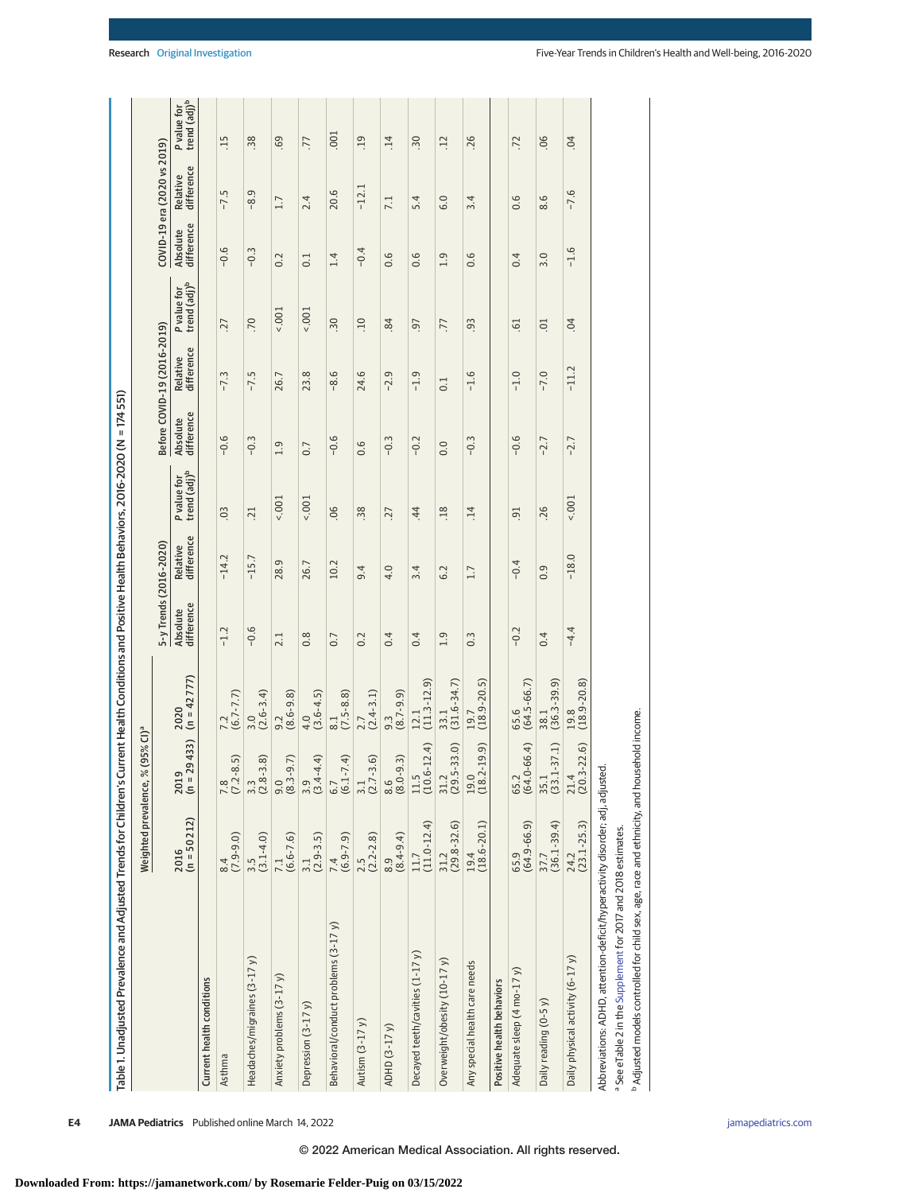Table 1. Unadjusted Prevalence and Adjusted Trends for Children's Current Health Conditions and Positive Health Behaviors, 2016-2020 (N = 174 551)

| | Weighted prevalence, % (95% CI)[a] | | | 5-y Trends (2016-2020) | | | Before COVID-19 (2016-2019) | | | COVID-19 era (2020 vs 2019) | | |
|---|---|---|---|---|---|---|---|---|---|---|---|---|
| | 2016 (n = 50 212) | 2019 (n = 29 433) | 2020 (n = 42 777) | Absolute difference | Relative difference | P value for trend (adj)[b] | Absolute difference | Relative difference | P value for trend (adj)[b] | Absolute difference | Relative difference | P value for trend (adj)[b] |
| **Current health conditions** | | | | | | | | | | | | |
| Asthma | 8.4 (7.9-9.0) | 7.8 (7.2-8.5) | 7.2 (6.7-7.7) | −1.2 | −14.2 | .03 | −0.6 | −7.3 | .27 | −0.6 | −7.5 | .15 |
| Headaches/migraines (3-17 y) | 3.5 (3.1-4.0) | 3.3 (2.8-3.8) | 3.0 (2.6-3.4) | −0.6 | −15.7 | .21 | −0.3 | −7.5 | .70 | −0.3 | −8.9 | .38 |
| Anxiety problems (3-17 y) | 7.1 (6.6-7.6) | 9.0 (8.3-9.7) | 9.2 (8.6-9.8) | 2.1 | 28.9 | <.001 | 1.9 | 26.7 | <.001 | 0.2 | 1.7 | .69 |
| Depression (3-17 y) | 3.1 (2.9-3.5) | 3.9 (3.4-4.4) | 4.0 (3.6-4.5) | 0.8 | 26.7 | <.001 | 0.7 | 23.8 | <.001 | 0.1 | 2.4 | .77 |
| Behavioral/conduct problems (3-17 y) | 7.4 (6.9-7.9) | 6.7 (6.1-7.4) | 8.1 (7.5-8.8) | 0.7 | 10.2 | .06 | −0.6 | −8.6 | .30 | 1.4 | 20.6 | .001 |
| Autism (3-17 y) | 2.5 (2.2-2.8) | 3.1 (2.7-3.6) | 2.7 (2.4-3.1) | 0.2 | 9.4 | .38 | 0.6 | 24.6 | .10 | −0.4 | −12.1 | .19 |
| ADHD (3-17 y) | 8.9 (8.4-9.4) | 8.6 (8.0-9.3) | 9.3 (8.7-9.9) | 0.4 | 4.0 | .27 | −0.3 | −2.9 | .84 | 0.6 | 7.1 | .14 |
| Decayed teeth/cavities (1-17 y) | 11.7 (11.0-12.4) | 11.5 (10.6-12.4) | 12.1 (11.3-12.9) | 0.4 | 3.4 | .44 | −0.2 | −1.9 | .97 | 0.6 | 5.4 | .30 |
| Overweight/obesity (10-17 y) | 31.2 (29.8-32.6) | 31.2 (29.5-33.0) | 33.1 (31.6-34.7) | 1.9 | 6.2 | .18 | 0.0 | 0.1 | .77 | 1.9 | 6.0 | .12 |
| Any special health care needs | 19.4 (18.6-20.1) | 19.0 (18.2-19.9) | 19.7 (18.9-20.5) | 0.3 | 1.7 | .14 | −0.3 | −1.6 | .93 | 0.6 | 3.4 | .26 |
| **Positive health behaviors** | | | | | | | | | | | | |
| Adequate sleep (4 mo-17 y) | 65.9 (64.9-66.9) | 65.2 (64.0-66.4) | 65.6 (64.5-66.7) | −0.2 | −0.4 | .91 | −0.6 | −1.0 | .61 | 0.4 | 0.6 | .72 |
| Daily reading (0-5 y) | 37.7 (36.1-39.4) | 35.1 (33.1-37.1) | 38.1 (36.3-39.9) | 0.4 | 0.9 | .26 | −2.7 | −7.0 | .01 | 3.0 | 8.6 | .06 |
| Daily physical activity (6-17 y) | 24.2 (23.1-25.3) | 21.4 (20.3-22.6) | 19.8 (18.9-20.8) | −4.4 | −18.0 | <.001 | −2.7 | −11.2 | .04 | −1.6 | −7.6 | .04 |

Abbreviations: ADHD, attention-deficit/hyperactivity disorder; adj, adjusted.

[a] See eTable 2 in the Supplement for 2017 and 2018 estimates.

[b] Adjusted models controlled for child sex, age, race and ethnicity, and household income.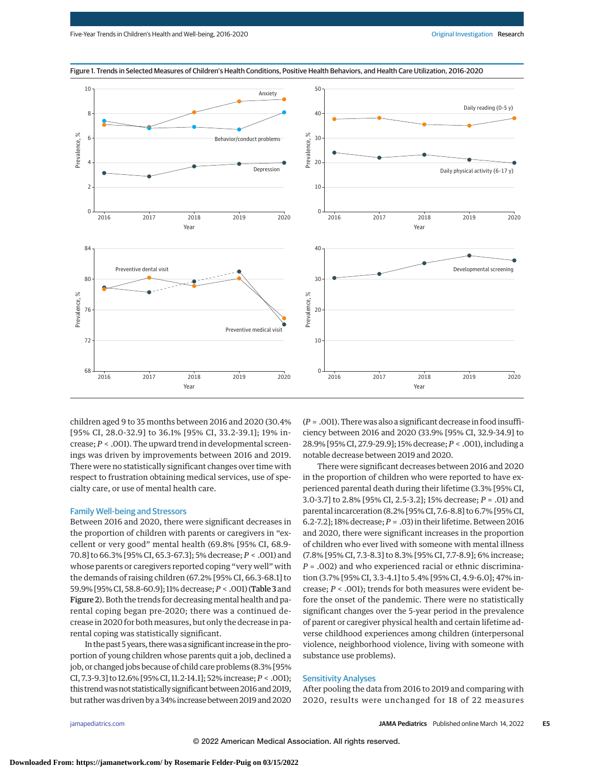Figure 1. Trends in Selected Measures of Children's Health Conditions, Positive Health Behaviors, and Health Care Utilization, 2016-2020

children aged 9 to 35 months between 2016 and 2020 (30.4% [95% CI, 28.0-32.9] to 36.1% [95% CI, 33.2-39.1]; 19% increase; $P < .001$). The upward trend in developmental screenings was driven by improvements between 2016 and 2019. There were no statistically significant changes over time with respect to frustration obtaining medical services, use of specialty care, or use of mental health care.

## Family Well-being and Stressors

Between 2016 and 2020, there were significant decreases in the proportion of children with parents or caregivers in "excellent or very good" mental health (69.8% [95% CI, 68.9-70.8] to 66.3% [95% CI, 65.3-67.3]; 5% decrease; $P < .001$) and whose parents or caregivers reported coping "very well" with the demands of raising children (67.2% [95% CI, 66.3-68.1] to 59.9% [95% CI, 58.8-60.9]; 11% decrease; $P < .001$) (**Table 3** and **Figure 2**). Both the trends for decreasing mental health and parental coping began pre-2020; there was a continued decrease in 2020 for both measures, but only the decrease in parental coping was statistically significant.

In the past 5 years, there was a significant increase in the proportion of young children whose parents quit a job, declined a job, or changed jobs because of child care problems (8.3% [95% CI, 7.3-9.3] to 12.6% [95% CI, 11.2-14.1]; 52% increase; $P < .001$); this trend was not statistically significant between 2016 and 2019, but rather was driven by a 34% increase between 2019 and 2020 ($P = .001$). There was also a significant decrease in food insufficiency between 2016 and 2020 (33.9% [95% CI, 32.9-34.9] to 28.9% [95% CI, 27.9-29.9]; 15% decrease; $P < .001$), including a notable decrease between 2019 and 2020.

There were significant decreases between 2016 and 2020 in the proportion of children who were reported to have experienced parental death during their lifetime (3.3% [95% CI, 3.0-3.7] to 2.8% [95% CI, 2.5-3.2]; 15% decrease; $P = .01$) and parental incarceration (8.2% [95% CI, 7.6-8.8] to 6.7% [95% CI, 6.2-7.2]; 18% decrease; $P = .03$) in their lifetime. Between 2016 and 2020, there were significant increases in the proportion of children who ever lived with someone with mental illness (7.8% [95% CI, 7.3-8.3] to 8.3% [95% CI, 7.7-8.9]; 6% increase; $P = .002$) and who experienced racial or ethnic discrimination (3.7% [95% CI, 3.3-4.1] to 5.4% [95% CI, 4.9-6.0]; 47% increase; $P < .001$); trends for both measures were evident before the onset of the pandemic. There were no statistically significant changes over the 5-year period in the prevalence of parent or caregiver physical health and certain lifetime adverse childhood experiences among children (interpersonal violence, neighborhood violence, living with someone with substance use problems).

## Sensitivity Analyses

After pooling the data from 2016 to 2019 and comparing with 2020, results were unchanged for 18 of 22 measures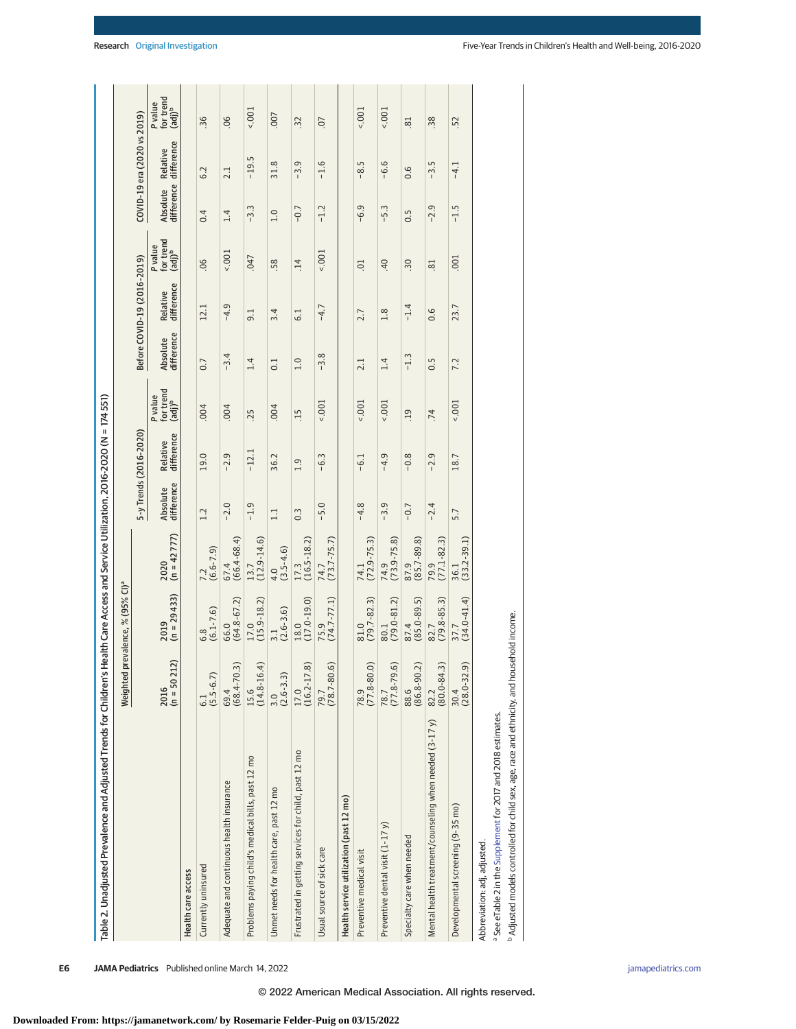Table 2. Unadjusted Prevalence and Adjusted Trends for Children's Health Care Access and Service Utilization, 2016-2020 (N = 174 551)

| | Weighted prevalence, % (95% CI)[a] | | | 5-y Trends (2016-2020) | | | Before COVID-19 (2016-2019) | | | COVID-19 era (2020 vs 2019) | | |
|---|---|---|---|---|---|---|---|---|---|---|---|---|
| | 2016 (n = 50 212) | 2019 (n = 29 433) | 2020 (n = 42 777) | Absolute difference | Relative difference | P value for trend (adj)[b] | Absolute difference | Relative difference | P value for trend (adj)[b] | Absolute difference | Relative difference | P value for trend (adj)[b] |
| **Health care access** | | | | | | | | | | | | |
| Currently uninsured | 6.1 (5.5-6.7) | 6.8 (6.1-7.6) | 7.2 (6.6-7.9) | 1.2 | 19.0 | .004 | 0.7 | 12.1 | .06 | 0.4 | 6.2 | .36 |
| Adequate and continuous health insurance | 69.4 (68.4-70.3) | 66.0 (64.8-67.2) | 67.4 (66.4-68.4) | −2.0 | −2.9 | .004 | −3.4 | −4.9 | <.001 | 1.4 | 2.1 | .06 |
| Problems paying child's medical bills, past 12 mo | 15.6 (14.8-16.4) | 17.0 (15.9-18.2) | 13.7 (12.9-14.6) | −1.9 | −12.1 | .25 | 1.4 | 9.1 | .047 | −3.3 | −19.5 | <.001 |
| Unmet needs for health care, past 12 mo | 3.0 (2.6-3.3) | 3.1 (2.6-3.6) | 4.0 (3.5-4.6) | 1.1 | 36.2 | .004 | 0.1 | 3.4 | .58 | 1.0 | 31.8 | .007 |
| Frustrated in getting services for child, past 12 mo | 17.0 (16.2-17.8) | 18.0 (17.0-19.0) | 17.3 (16.5-18.2) | 0.3 | 1.9 | .15 | 1.0 | 6.1 | .14 | −0.7 | −3.9 | .32 |
| Usual source of sick care | 79.7 (78.7-80.6) | 75.9 (74.7-77.1) | 74.7 (73.7-75.7) | −5.0 | −6.3 | <.001 | −3.8 | −4.7 | <.001 | −1.2 | −1.6 | .07 |
| **Health service utilization (past 12 mo)** | | | | | | | | | | | | |
| Preventive medical visit | 78.9 (77.8-80.0) | 81.0 (79.7-82.3) | 74.1 (72.9-75.3) | −4.8 | −6.1 | <.001 | 2.1 | 2.7 | .01 | −6.9 | −8.5 | <.001 |
| Preventive dental visit (1-17 y) | 78.7 (77.8-79.6) | 80.1 (79.0-81.2) | 74.9 (73.9-75.8) | −3.9 | −4.9 | <.001 | 1.4 | 1.8 | .40 | −5.3 | −6.6 | <.001 |
| Specialty care when needed | 88.6 (86.8-90.2) | 87.4 (85.0-89.5) | 87.9 (85.7-89.8) | −0.7 | −0.8 | .19 | −1.3 | −1.4 | .30 | 0.5 | 0.6 | .81 |
| Mental health treatment/counseling when needed (3-17 y) | 82.2 (80.0-84.3) | 82.7 (79.8-85.3) | 79.9 (77.1-82.3) | −2.4 | −2.9 | .74 | 0.5 | 0.6 | .81 | −2.9 | −3.5 | .38 |
| Developmental screening (9-35 mo) | 30.4 (28.0-32.9) | 37.7 (34.0-41.4) | 36.1 (33.2-39.1) | 5.7 | 18.7 | <.001 | 7.2 | 23.7 | .001 | −1.5 | −4.1 | .52 |

Abbreviation: adj, adjusted.

[a] See eTable 2 in the Supplement for 2017 and 2018 estimates.

[b] Adjusted models controlled for child sex, age, race and ethnicity, and household income.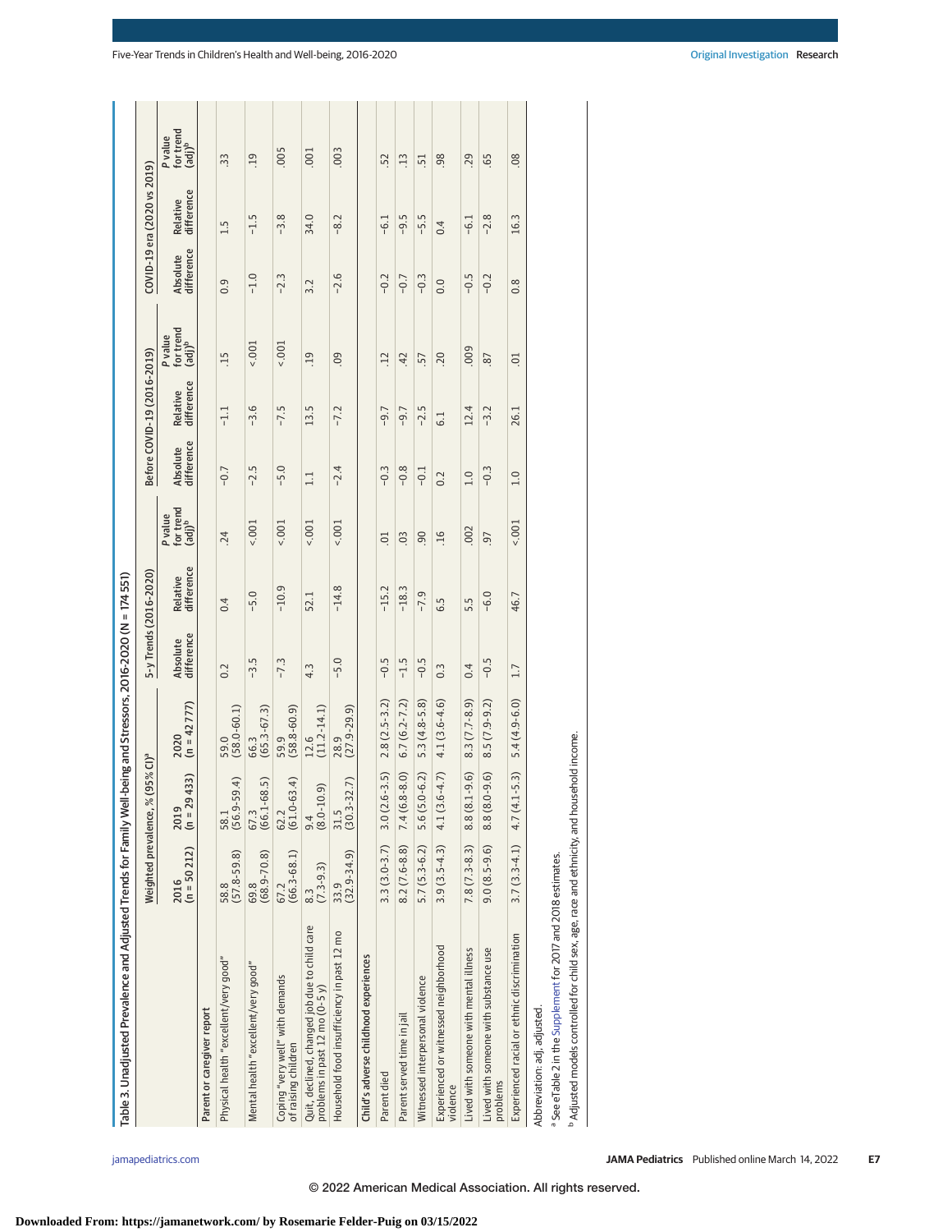Table 3. Unadjusted Prevalence and Adjusted Trends for Family Well-being and Stressors, 2016-2020 (N = 174 551)

| | Weighted prevalence, % (95% CI)[a] | | | 5-y Trends (2016-2020) | | | Before COVID-19 (2016-2019) | | | COVID-19 era (2020 vs 2019) | | |
|---|---|---|---|---|---|---|---|---|---|---|---|---|
| | 2016 (n = 50 212) | 2019 (n = 29 433) | 2020 (n = 42 777) | Absolute difference | Relative difference | P value for trend (adj)[b] | Absolute difference | Relative difference | P value for trend (adj)[b] | Absolute difference | Relative difference | P value for trend (adj)[b] |
| **Parent or caregiver report** | | | | | | | | | | | | |
| Physical health "excellent/very good" | 58.8 (57.8-59.8) | 58.1 (56.9-59.4) | 59.0 (58.0-60.1) | 0.2 | 0.4 | .24 | −0.7 | −1.1 | .15 | 0.9 | 1.5 | .33 |
| Mental health "excellent/very good" | 69.8 (68.9-70.8) | 67.3 (66.1-68.5) | 66.3 (65.3-67.3) | −3.5 | −5.0 | <.001 | −2.5 | −3.6 | <.001 | −1.0 | −1.5 | .19 |
| Coping "very well" with demands of raising children | 67.2 (66.3-68.1) | 62.2 (61.0-63.4) | 59.9 (58.8-60.9) | −7.3 | −10.9 | <.001 | −5.0 | −7.5 | <.001 | −2.3 | −3.8 | .005 |
| Quit, declined, changed job due to child care problems in past 12 mo (0-5 y) | 8.3 (7.3-9.3) | 9.4 (8.0-10.9) | 12.6 (11.2-14.1) | 4.3 | 52.1 | <.001 | 1.1 | 13.5 | .19 | 3.2 | 34.0 | .001 |
| Household food insufficiency in past 12 mo | 33.9 (32.9-34.9) | 31.5 (30.3-32.7) | 28.9 (27.9-29.9) | −5.0 | −14.8 | <.001 | −2.4 | −7.2 | .09 | −2.6 | −8.2 | .003 |
| **Child's adverse childhood experiences** | | | | | | | | | | | | |
| Parent died | 3.3 (3.0-3.7) | 3.0 (2.6-3.5) | 2.8 (2.5-3.2) | −0.5 | −15.2 | .01 | −0.3 | −9.7 | .12 | −0.2 | −6.1 | .52 |
| Parent served time in jail | 8.2 (7.6-8.8) | 7.4 (6.8-8.0) | 6.7 (6.2-7.2) | −1.5 | −18.3 | .03 | −0.8 | −9.7 | .42 | −0.7 | −9.5 | .13 |
| Witnessed interpersonal violence | 5.7 (5.3-6.2) | 5.6 (5.0-6.2) | 5.3 (4.8-5.8) | −0.5 | −7.9 | .90 | −0.1 | −2.5 | .57 | −0.3 | −5.5 | .51 |
| Experienced or witnessed neighborhood violence | 3.9 (3.5-4.3) | 4.1 (3.6-4.7) | 4.1 (3.6-4.6) | 0.3 | 6.5 | .16 | 0.2 | 6.1 | .20 | 0.0 | 0.4 | .98 |
| Lived with someone with mental illness | 7.8 (7.3-8.3) | 8.8 (8.1-9.6) | 8.3 (7.7-8.9) | 0.4 | 5.5 | .002 | 1.0 | 12.4 | .009 | −0.5 | −6.1 | .29 |
| Lived with someone with substance use problems | 9.0 (8.5-9.6) | 8.8 (8.0-9.6) | 8.5 (7.9-9.2) | −0.5 | −6.0 | .97 | −0.3 | −3.2 | .87 | −0.2 | −2.8 | .65 |
| Experienced racial or ethnic discrimination | 3.7 (3.3-4.1) | 4.7 (4.1-5.3) | 5.4 (4.9-6.0) | 1.7 | 46.7 | <.001 | 1.0 | 26.1 | .01 | 0.8 | 16.3 | .08 |

Abbreviation: adj, adjusted.

[a] See eTable 2 in the Supplement for 2017 and 2018 estimates.

[b] Adjusted models controlled for child sex, age, race and ethnicity, and household income.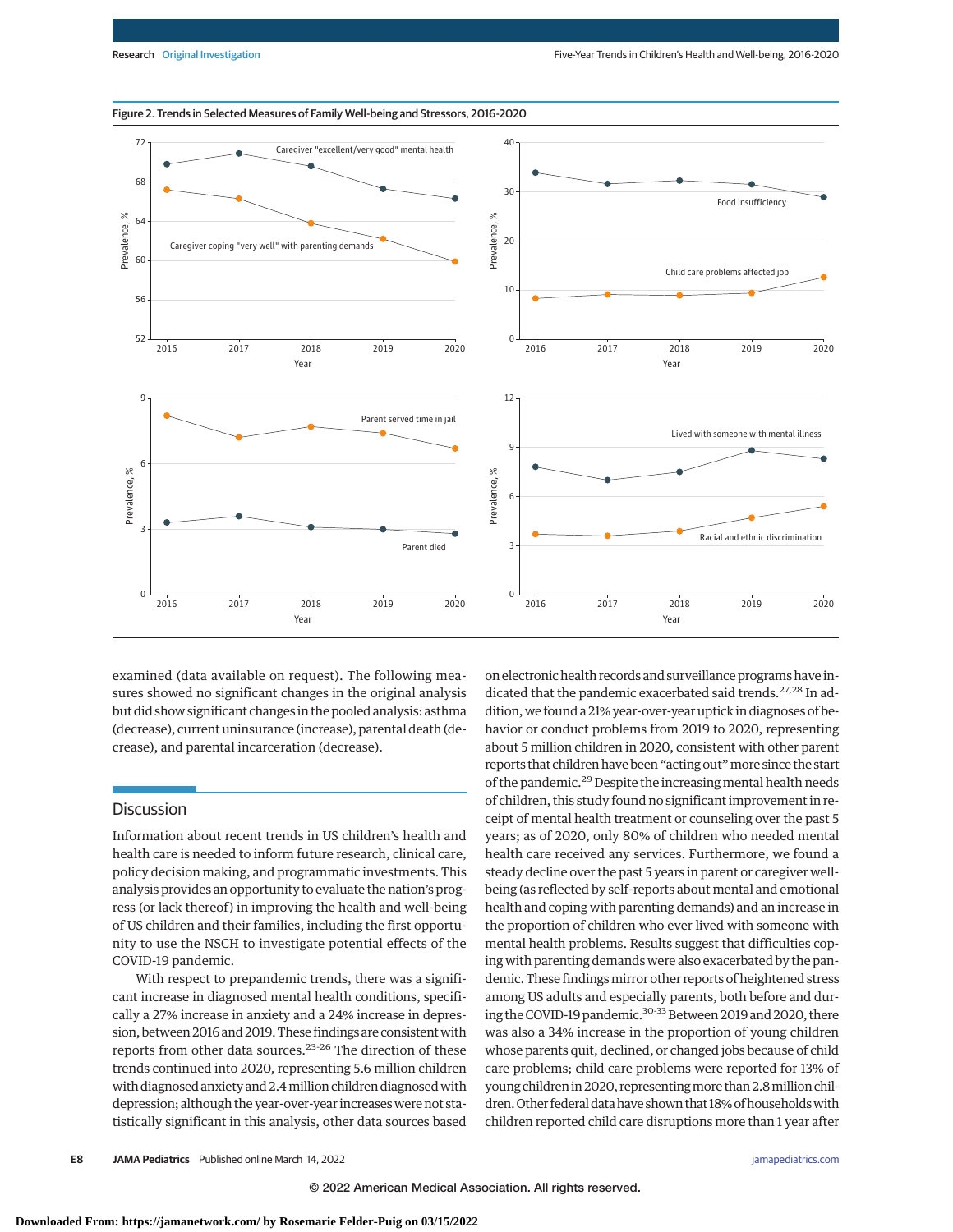Figure 2. Trends in Selected Measures of Family Well-being and Stressors, 2016-2020

examined (data available on request). The following measures showed no significant changes in the original analysis but did show significant changes in the pooled analysis: asthma (decrease), current uninsurance (increase), parental death (decrease), and parental incarceration (decrease).

## Discussion

Information about recent trends in US children's health and health care is needed to inform future research, clinical care, policy decision making, and programmatic investments. This analysis provides an opportunity to evaluate the nation's progress (or lack thereof) in improving the health and well-being of US children and their families, including the first opportunity to use the NSCH to investigate potential effects of the COVID-19 pandemic.

With respect to prepandemic trends, there was a significant increase in diagnosed mental health conditions, specifically a 27% increase in anxiety and a 24% increase in depression, between 2016 and 2019. These findings are consistent with reports from other data sources.[23-26] The direction of these trends continued into 2020, representing 5.6 million children with diagnosed anxiety and 2.4 million children diagnosed with depression; although the year-over-year increases were not statistically significant in this analysis, other data sources based on electronic health records and surveillance programs have indicated that the pandemic exacerbated said trends.[27,28] In addition, we found a 21% year-over-year uptick in diagnoses of behavior or conduct problems from 2019 to 2020, representing about 5 million children in 2020, consistent with other parent reports that children have been "acting out" more since the start of the pandemic.[29] Despite the increasing mental health needs of children, this study found no significant improvement in receipt of mental health treatment or counseling over the past 5 years; as of 2020, only 80% of children who needed mental health care received any services. Furthermore, we found a steady decline over the past 5 years in parent or caregiver well-being (as reflected by self-reports about mental and emotional health and coping with parenting demands) and an increase in the proportion of children who ever lived with someone with mental health problems. Results suggest that difficulties coping with parenting demands were also exacerbated by the pandemic. These findings mirror other reports of heightened stress among US adults and especially parents, both before and during the COVID-19 pandemic.[30-33] Between 2019 and 2020, there was also a 34% increase in the proportion of young children whose parents quit, declined, or changed jobs because of child care problems; child care problems were reported for 13% of young children in 2020, representing more than 2.8 million children. Other federal data have shown that 18% of households with children reported child care disruptions more than 1 year after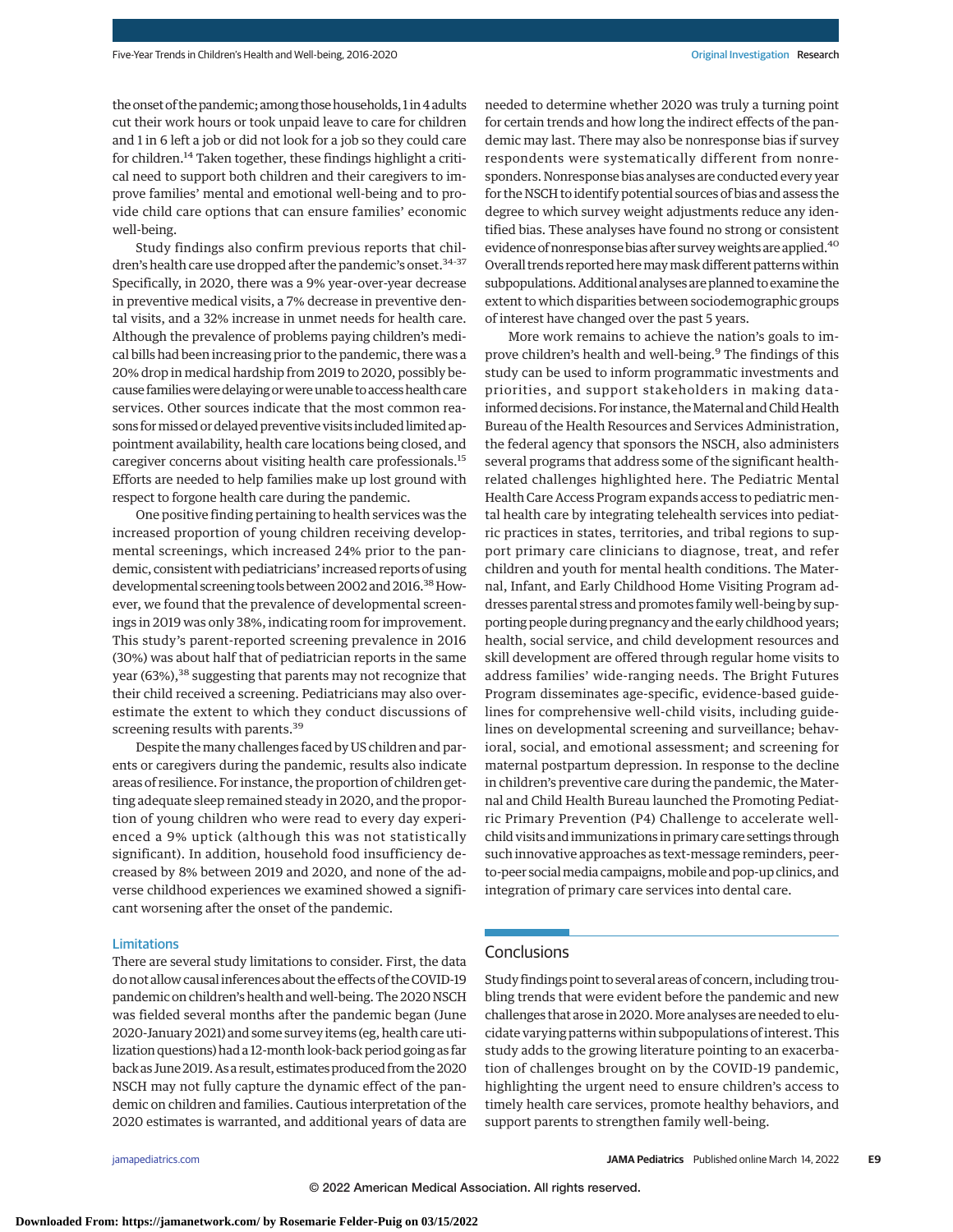the onset of the pandemic; among those households, 1 in 4 adults cut their work hours or took unpaid leave to care for children and 1 in 6 left a job or did not look for a job so they could care for children.[14] Taken together, these findings highlight a critical need to support both children and their caregivers to improve families' mental and emotional well-being and to provide child care options that can ensure families' economic well-being.

Study findings also confirm previous reports that children's health care use dropped after the pandemic's onset.[34-37] Specifically, in 2020, there was a 9% year-over-year decrease in preventive medical visits, a 7% decrease in preventive dental visits, and a 32% increase in unmet needs for health care. Although the prevalence of problems paying children's medical bills had been increasing prior to the pandemic, there was a 20% drop in medical hardship from 2019 to 2020, possibly because families were delaying or were unable to access health care services. Other sources indicate that the most common reasons for missed or delayed preventive visits included limited appointment availability, health care locations being closed, and caregiver concerns about visiting health care professionals.[15] Efforts are needed to help families make up lost ground with respect to forgone health care during the pandemic.

One positive finding pertaining to health services was the increased proportion of young children receiving developmental screenings, which increased 24% prior to the pandemic, consistent with pediatricians' increased reports of using developmental screening tools between 2002 and 2016.[38] However, we found that the prevalence of developmental screenings in 2019 was only 38%, indicating room for improvement. This study's parent-reported screening prevalence in 2016 (30%) was about half that of pediatrician reports in the same year (63%),[38] suggesting that parents may not recognize that their child received a screening. Pediatricians may also overestimate the extent to which they conduct discussions of screening results with parents.[39]

Despite the many challenges faced by US children and parents or caregivers during the pandemic, results also indicate areas of resilience. For instance, the proportion of children getting adequate sleep remained steady in 2020, and the proportion of young children who were read to every day experienced a 9% uptick (although this was not statistically significant). In addition, household food insufficiency decreased by 8% between 2019 and 2020, and none of the adverse childhood experiences we examined showed a significant worsening after the onset of the pandemic.

### Limitations

There are several study limitations to consider. First, the data do not allow causal inferences about the effects of the COVID-19 pandemic on children's health and well-being. The 2020 NSCH was fielded several months after the pandemic began (June 2020-January 2021) and some survey items (eg, health care utilization questions) had a 12-month look-back period going as far back as June 2019. As a result, estimates produced from the 2020 NSCH may not fully capture the dynamic effect of the pandemic on children and families. Cautious interpretation of the 2020 estimates is warranted, and additional years of data are needed to determine whether 2020 was truly a turning point for certain trends and how long the indirect effects of the pandemic may last. There may also be nonresponse bias if survey respondents were systematically different from nonresponders. Nonresponse bias analyses are conducted every year for the NSCH to identify potential sources of bias and assess the degree to which survey weight adjustments reduce any identified bias. These analyses have found no strong or consistent evidence of nonresponse bias after survey weights are applied.[40] Overall trends reported here may mask different patterns within subpopulations. Additional analyses are planned to examine the extent to which disparities between sociodemographic groups of interest have changed over the past 5 years.

More work remains to achieve the nation's goals to improve children's health and well-being.[9] The findings of this study can be used to inform programmatic investments and priorities, and support stakeholders in making data-informed decisions. For instance, the Maternal and Child Health Bureau of the Health Resources and Services Administration, the federal agency that sponsors the NSCH, also administers several programs that address some of the significant health-related challenges highlighted here. The Pediatric Mental Health Care Access Program expands access to pediatric mental health care by integrating telehealth services into pediatric practices in states, territories, and tribal regions to support primary care clinicians to diagnose, treat, and refer children and youth for mental health conditions. The Maternal, Infant, and Early Childhood Home Visiting Program addresses parental stress and promotes family well-being by supporting people during pregnancy and the early childhood years; health, social service, and child development resources and skill development are offered through regular home visits to address families' wide-ranging needs. The Bright Futures Program disseminates age-specific, evidence-based guidelines for comprehensive well-child visits, including guidelines on developmental screening and surveillance; behavioral, social, and emotional assessment; and screening for maternal postpartum depression. In response to the decline in children's preventive care during the pandemic, the Maternal and Child Health Bureau launched the Promoting Pediatric Primary Prevention (P4) Challenge to accelerate well-child visits and immunizations in primary care settings through such innovative approaches as text-message reminders, peer-to-peer social media campaigns, mobile and pop-up clinics, and integration of primary care services into dental care.

## Conclusions

Study findings point to several areas of concern, including troubling trends that were evident before the pandemic and new challenges that arose in 2020. More analyses are needed to elucidate varying patterns within subpopulations of interest. This study adds to the growing literature pointing to an exacerbation of challenges brought on by the COVID-19 pandemic, highlighting the urgent need to ensure children's access to timely health care services, promote healthy behaviors, and support parents to strengthen family well-being.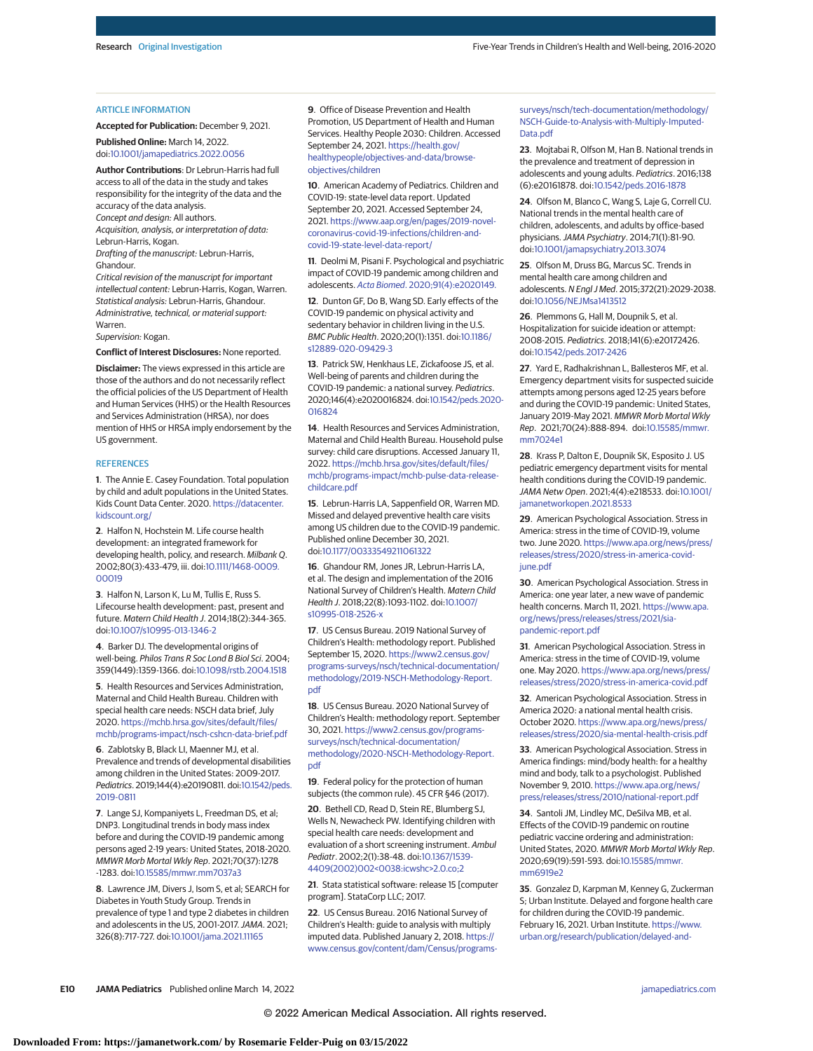## ARTICLE INFORMATION

**Accepted for Publication:** December 9, 2021.

**Published Online:** March 14, 2022. doi:10.1001/jamapediatrics.2022.0056

**Author Contributions:** Dr Lebrun-Harris had full access to all of the data in the study and takes responsibility for the integrity of the data and the accuracy of the data analysis.
*Concept and design:* All authors.
*Acquisition, analysis, or interpretation of data:* Lebrun-Harris, Kogan.
*Drafting of the manuscript:* Lebrun-Harris, Ghandour.
*Critical revision of the manuscript for important intellectual content:* Lebrun-Harris, Kogan, Warren.
*Statistical analysis:* Lebrun-Harris, Ghandour.
*Administrative, technical, or material support:* Warren.
*Supervision:* Kogan.

**Conflict of Interest Disclosures:** None reported.

**Disclaimer:** The views expressed in this article are those of the authors and do not necessarily reflect the official policies of the US Department of Health and Human Services (HHS) or the Health Resources and Services Administration (HRSA), nor does mention of HHS or HRSA imply endorsement by the US government.

## REFERENCES

1. The Annie E. Casey Foundation. Total population by child and adult populations in the United States. Kids Count Data Center. 2020. https://datacenter.kidscount.org/

2. Halfon N, Hochstein M. Life course health development: an integrated framework for developing health, policy, and research. *Milbank Q*. 2002;80(3):433-479, iii. doi:10.1111/1468-0009.00019

3. Halfon N, Larson K, Lu M, Tullis E, Russ S. Lifecourse health development: past, present and future. *Matern Child Health J*. 2014;18(2):344-365. doi:10.1007/s10995-013-1346-2

4. Barker DJ. The developmental origins of well-being. *Philos Trans R Soc Lond B Biol Sci*. 2004;359(1449):1359-1366. doi:10.1098/rstb.2004.1518

5. Health Resources and Services Administration, Maternal and Child Health Bureau. Children with special health care needs: NSCH data brief, July 2020. https://mchb.hrsa.gov/sites/default/files/mchb/programs-impact/nsch-cshcn-data-brief.pdf

6. Zablotsky B, Black LI, Maenner MJ, et al. Prevalence and trends of developmental disabilities among children in the United States: 2009-2017. *Pediatrics*. 2019;144(4):e20190811. doi:10.1542/peds.2019-0811

7. Lange SJ, Kompaniyets L, Freedman DS, et al; DNP3. Longitudinal trends in body mass index before and during the COVID-19 pandemic among persons aged 2-19 years: United States, 2018-2020. *MMWR Morb Mortal Wkly Rep*. 2021;70(37):1278-1283. doi:10.15585/mmwr.mm7037a3

8. Lawrence JM, Divers J, Isom S, et al; SEARCH for Diabetes in Youth Study Group. Trends in prevalence of type 1 and type 2 diabetes in children and adolescents in the US, 2001-2017. *JAMA*. 2021;326(8):717-727. doi:10.1001/jama.2021.11165

9. Office of Disease Prevention and Health Promotion, US Department of Health and Human Services. Healthy People 2030: Children. Accessed September 24, 2021. https://health.gov/healthypeople/objectives-and-data/browse-objectives/children

10. American Academy of Pediatrics. Children and COVID-19: state-level data report. Updated September 20, 2021. Accessed September 24, 2021. https://www.aap.org/en/pages/2019-novel-coronavirus-covid-19-infections/children-and-covid-19-state-level-data-report/

11. Deolmi M, Pisani F. Psychological and psychiatric impact of COVID-19 pandemic among children and adolescents. *Acta Biomed*. 2020;91(4):e2020149.

12. Dunton GF, Do B, Wang SD. Early effects of the COVID-19 pandemic on physical activity and sedentary behavior in children living in the U.S. *BMC Public Health*. 2020;20(1):1351. doi:10.1186/s12889-020-09429-3

13. Patrick SW, Henkhaus LE, Zickafoose JS, et al. Well-being of parents and children during the COVID-19 pandemic: a national survey. *Pediatrics*. 2020;146(4):e2020016824. doi:10.1542/peds.2020-016824

14. Health Resources and Services Administration, Maternal and Child Health Bureau. Household pulse survey: child care disruptions. Accessed January 11, 2022. https://mchb.hrsa.gov/sites/default/files/mchb/programs-impact/mchb-pulse-data-release-childcare.pdf

15. Lebrun-Harris LA, Sappenfield OR, Warren MD. Missed and delayed preventive health care visits among US children due to the COVID-19 pandemic. Published online December 30, 2021. doi:10.1177/00333549211061322

16. Ghandour RM, Jones JR, Lebrun-Harris LA, et al. The design and implementation of the 2016 National Survey of Children's Health. *Matern Child Health J*. 2018;22(8):1093-1102. doi:10.1007/s10995-018-2526-x

17. US Census Bureau. 2019 National Survey of Children's Health: methodology report. Published September 15, 2020. https://www2.census.gov/programs-surveys/nsch/technical-documentation/methodology/2019-NSCH-Methodology-Report.pdf

18. US Census Bureau. 2020 National Survey of Children's Health: methodology report. September 30, 2021. https://www2.census.gov/programs-surveys/nsch/technical-documentation/methodology/2020-NSCH-Methodology-Report.pdf

19. Federal policy for the protection of human subjects (the common rule). 45 CFR §46 (2017).

20. Bethell CD, Read D, Stein RE, Blumberg SJ, Wells N, Newacheck PW. Identifying children with special health care needs: development and evaluation of a short screening instrument. *Ambul Pediatr*. 2002;2(1):38-48. doi:10.1367/1539-4409(2002)002<0038:icwshc>2.0.co;2

21. Stata statistical software: release 15 [computer program]. StataCorp LLC; 2017.

22. US Census Bureau. 2016 National Survey of Children's Health: guide to analysis with multiply imputed data. Published January 2, 2018. https://www.census.gov/content/dam/Census/programs-surveys/nsch/tech-documentation/methodology/NSCH-Guide-to-Analysis-with-Multiply-Imputed-Data.pdf

23. Mojtabai R, Olfson M, Han B. National trends in the prevalence and treatment of depression in adolescents and young adults. *Pediatrics*. 2016;138(6):e20161878. doi:10.1542/peds.2016-1878

24. Olfson M, Blanco C, Wang S, Laje G, Correll CU. National trends in the mental health care of children, adolescents, and adults by office-based physicians. *JAMA Psychiatry*. 2014;71(1):81-90. doi:10.1001/jamapsychiatry.2013.3074

25. Olfson M, Druss BG, Marcus SC. Trends in mental health care among children and adolescents. *N Engl J Med*. 2015;372(21):2029-2038. doi:10.1056/NEJMsa1413512

26. Plemmons G, Hall M, Doupnik S, et al. Hospitalization for suicide ideation or attempt: 2008-2015. *Pediatrics*. 2018;141(6):e20172426. doi:10.1542/peds.2017-2426

27. Yard E, Radhakrishnan L, Ballesteros MF, et al. Emergency department visits for suspected suicide attempts among persons aged 12-25 years before and during the COVID-19 pandemic: United States, January 2019-May 2021. *MMWR Morb Mortal Wkly Rep*. 2021;70(24):888-894. doi:10.15585/mmwr.mm7024e1

28. Krass P, Dalton E, Doupnik SK, Esposito J. US pediatric emergency department visits for mental health conditions during the COVID-19 pandemic. *JAMA Netw Open*. 2021;4(4):e218533. doi:10.1001/jamanetworkopen.2021.8533

29. American Psychological Association. Stress in America: stress in the time of COVID-19, volume two. June 2020. https://www.apa.org/news/press/releases/stress/2020/stress-in-america-covid-june.pdf

30. American Psychological Association. Stress in America: one year later, a new wave of pandemic health concerns. March 11, 2021. https://www.apa.org/news/press/releases/stress/2021/sia-pandemic-report.pdf

31. American Psychological Association. Stress in America: stress in the time of COVID-19, volume one. May 2020. https://www.apa.org/news/press/releases/stress/2020/stress-in-america-covid.pdf

32. American Psychological Association. Stress in America 2020: a national mental health crisis. October 2020. https://www.apa.org/news/press/releases/stress/2020/sia-mental-health-crisis.pdf

33. American Psychological Association. Stress in America findings: mind/body health: for a healthy mind and body, talk to a psychologist. Published November 9, 2010. https://www.apa.org/news/press/releases/stress/2010/national-report.pdf

34. Santoli JM, Lindley MC, DeSilva MB, et al. Effects of the COVID-19 pandemic on routine pediatric vaccine ordering and administration: United States, 2020. *MMWR Morb Mortal Wkly Rep*. 2020;69(19):591-593. doi:10.15585/mmwr.mm6919e2

35. Gonzalez D, Karpman M, Kenney G, Zuckerman S; Urban Institute. Delayed and forgone health care for children during the COVID-19 pandemic. February 16, 2021. Urban Institute. https://www.urban.org/research/publication/delayed-and-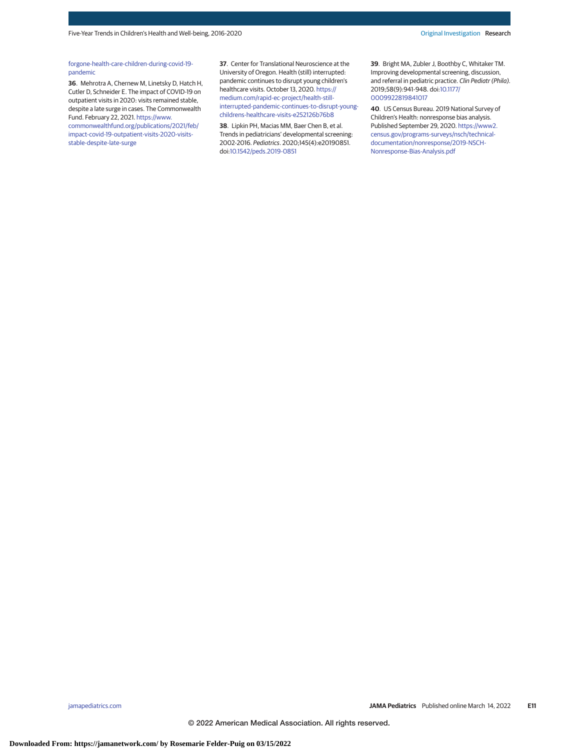forgone-health-care-children-during-covid-19-pandemic

**36**. Mehrotra A, Chernew M, Linetsky D, Hatch H, Cutler D, Schneider E. The impact of COVID-19 on outpatient visits in 2020: visits remained stable, despite a late surge in cases. The Commonwealth Fund. February 22, 2021. https://www.commonwealthfund.org/publications/2021/feb/impact-covid-19-outpatient-visits-2020-visits-stable-despite-late-surge

**37**. Center for Translational Neuroscience at the University of Oregon. Health (still) interrupted: pandemic continues to disrupt young children's healthcare visits. October 13, 2020. https://medium.com/rapid-ec-project/health-still-interrupted-pandemic-continues-to-disrupt-young-childrens-healthcare-visits-e252126b76b8

**38**. Lipkin PH, Macias MM, Baer Chen B, et al. Trends in pediatricians' developmental screening: 2002-2016. *Pediatrics*. 2020;145(4):e20190851. doi:10.1542/peds.2019-0851

**39**. Bright MA, Zubler J, Boothby C, Whitaker TM. Improving developmental screening, discussion, and referral in pediatric practice. *Clin Pediatr (Phila)*. 2019;58(9):941-948. doi:10.1177/0009922819841017

**40**. US Census Bureau. 2019 National Survey of Children's Health: nonresponse bias analysis. Published September 29, 2020. https://www2.census.gov/programs-surveys/nsch/technical-documentation/nonresponse/2019-NSCH-Nonresponse-Bias-Analysis.pdf